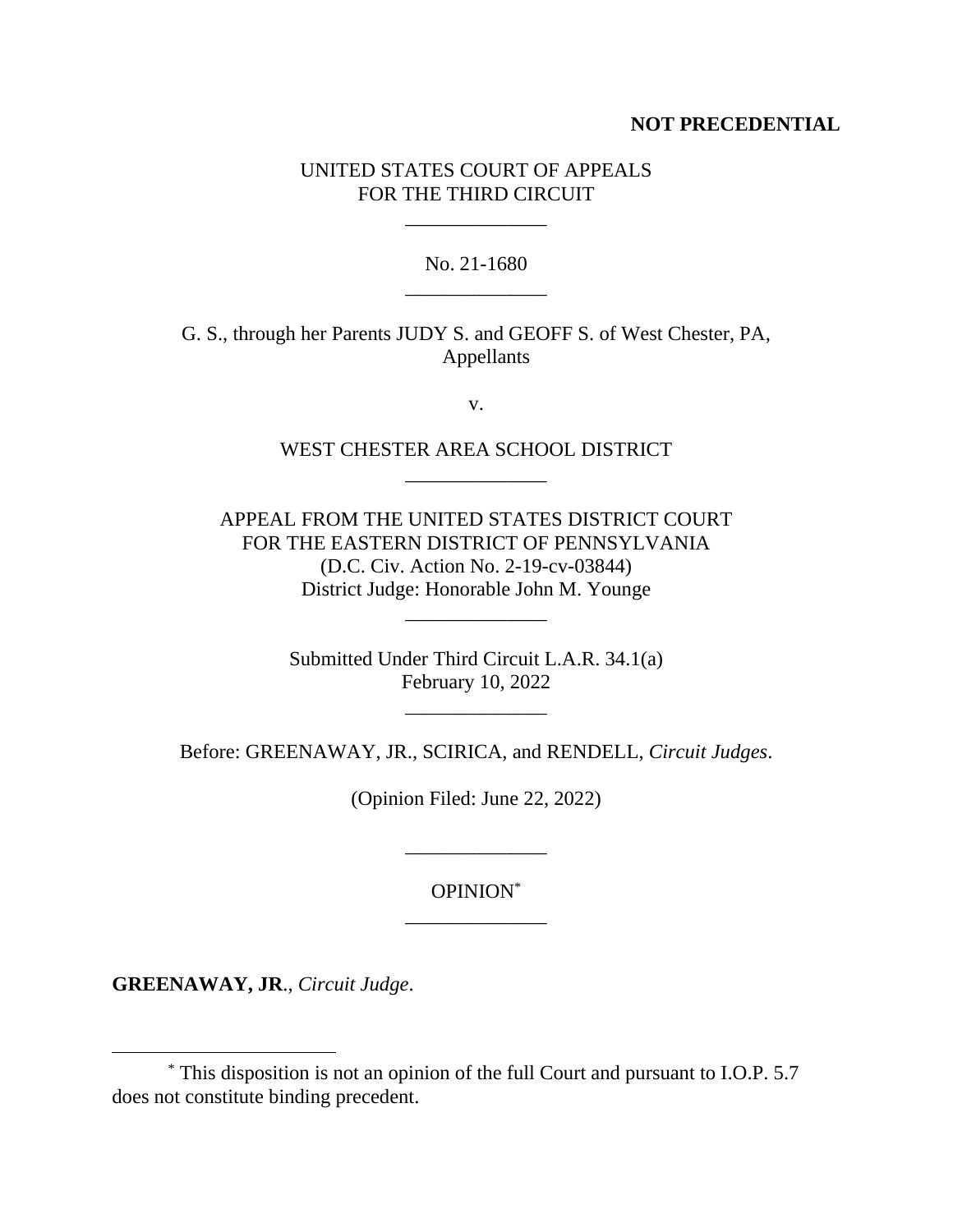**NOT PRECEDENTIAL**

UNITED STATES COURT OF APPEALS
FOR THE THIRD CIRCUIT

\_\_\_\_\_\_\_\_\_\_\_\_\_\_

No. 21-1680

\_\_\_\_\_\_\_\_\_\_\_\_\_\_

G. S., through her Parents JUDY S. and GEOFF S. of West Chester, PA,
Appellants

v.

WEST CHESTER AREA SCHOOL DISTRICT

\_\_\_\_\_\_\_\_\_\_\_\_\_\_

APPEAL FROM THE UNITED STATES DISTRICT COURT
FOR THE EASTERN DISTRICT OF PENNSYLVANIA
(D.C. Civ. Action No. 2-19-cv-03844)
District Judge: Honorable John M. Younge

\_\_\_\_\_\_\_\_\_\_\_\_\_\_

Submitted Under Third Circuit L.A.R. 34.1(a)
February 10, 2022

\_\_\_\_\_\_\_\_\_\_\_\_\_\_

Before: GREENAWAY, JR., SCIRICA, and RENDELL, *Circuit Judges*.

(Opinion Filed: June 22, 2022)

\_\_\_\_\_\_\_\_\_\_\_\_\_\_

OPINION[*]

\_\_\_\_\_\_\_\_\_\_\_\_\_\_

**GREENAWAY, JR.**, *Circuit Judge*.

---

[*] This disposition is not an opinion of the full Court and pursuant to I.O.P. 5.7 does not constitute binding precedent.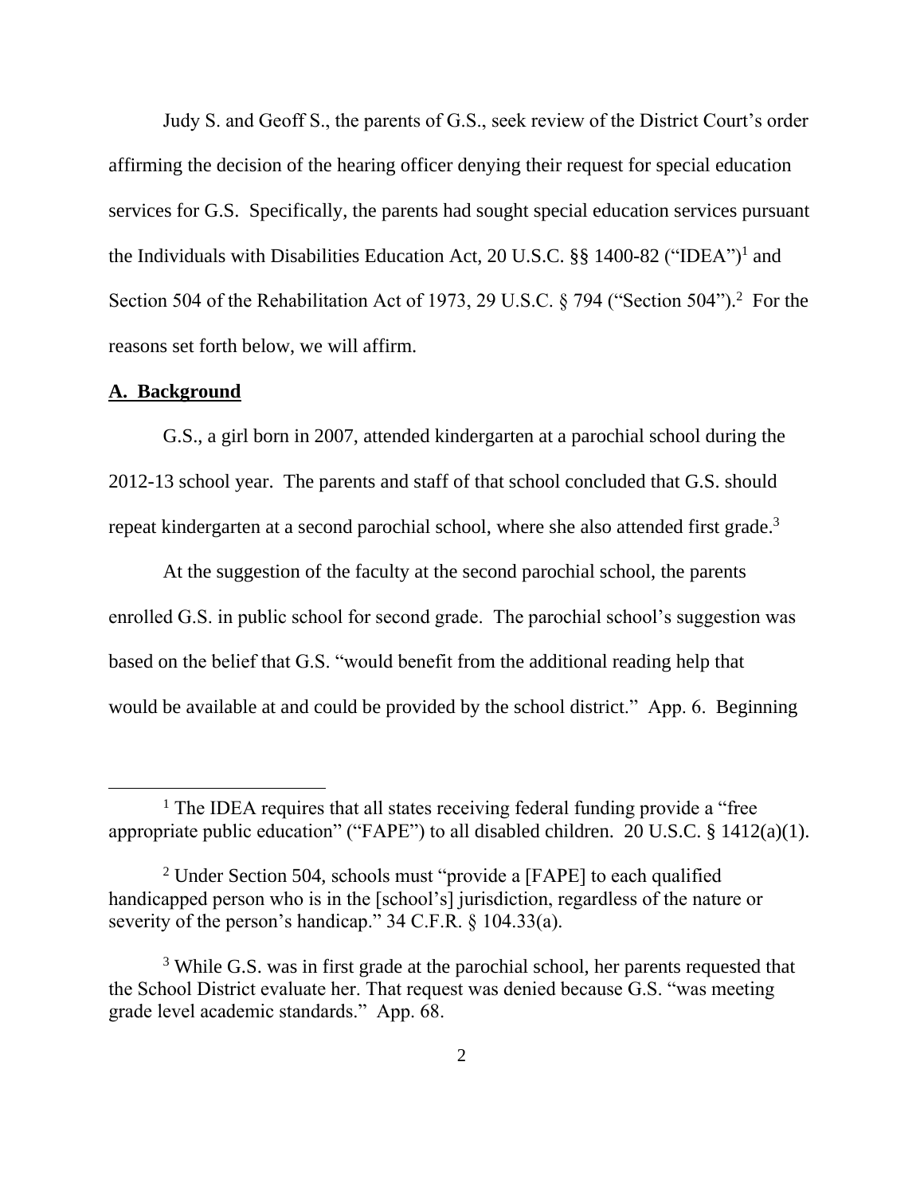Judy S. and Geoff S., the parents of G.S., seek review of the District Court's order affirming the decision of the hearing officer denying their request for special education services for G.S. Specifically, the parents had sought special education services pursuant the Individuals with Disabilities Education Act, 20 U.S.C. §§ 1400-82 ("IDEA")[1] and Section 504 of the Rehabilitation Act of 1973, 29 U.S.C. § 794 ("Section 504").[2] For the reasons set forth below, we will affirm.

**A. Background**

G.S., a girl born in 2007, attended kindergarten at a parochial school during the 2012-13 school year. The parents and staff of that school concluded that G.S. should repeat kindergarten at a second parochial school, where she also attended first grade.[3]

At the suggestion of the faculty at the second parochial school, the parents enrolled G.S. in public school for second grade. The parochial school's suggestion was based on the belief that G.S. "would benefit from the additional reading help that would be available at and could be provided by the school district." App. 6. Beginning

[1] The IDEA requires that all states receiving federal funding provide a "free appropriate public education" ("FAPE") to all disabled children. 20 U.S.C. § 1412(a)(1).

[2] Under Section 504, schools must "provide a [FAPE] to each qualified handicapped person who is in the [school's] jurisdiction, regardless of the nature or severity of the person's handicap." 34 C.F.R. § 104.33(a).

[3] While G.S. was in first grade at the parochial school, her parents requested that the School District evaluate her. That request was denied because G.S. "was meeting grade level academic standards." App. 68.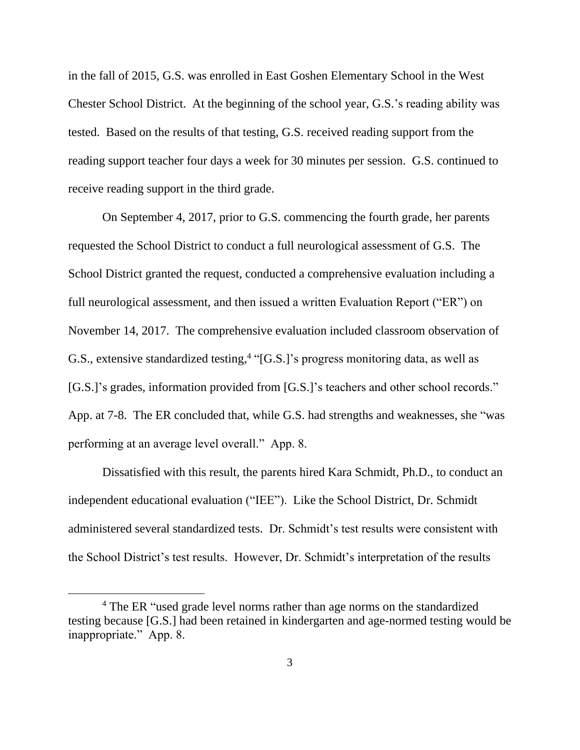in the fall of 2015, G.S. was enrolled in East Goshen Elementary School in the West Chester School District. At the beginning of the school year, G.S.'s reading ability was tested. Based on the results of that testing, G.S. received reading support from the reading support teacher four days a week for 30 minutes per session. G.S. continued to receive reading support in the third grade.

On September 4, 2017, prior to G.S. commencing the fourth grade, her parents requested the School District to conduct a full neurological assessment of G.S. The School District granted the request, conducted a comprehensive evaluation including a full neurological assessment, and then issued a written Evaluation Report ("ER") on November 14, 2017. The comprehensive evaluation included classroom observation of G.S., extensive standardized testing,[4] "[G.S.]'s progress monitoring data, as well as [G.S.]'s grades, information provided from [G.S.]'s teachers and other school records." App. at 7-8. The ER concluded that, while G.S. had strengths and weaknesses, she "was performing at an average level overall." App. 8.

Dissatisfied with this result, the parents hired Kara Schmidt, Ph.D., to conduct an independent educational evaluation ("IEE"). Like the School District, Dr. Schmidt administered several standardized tests. Dr. Schmidt's test results were consistent with the School District's test results. However, Dr. Schmidt's interpretation of the results

[4] The ER "used grade level norms rather than age norms on the standardized testing because [G.S.] had been retained in kindergarten and age-normed testing would be inappropriate." App. 8.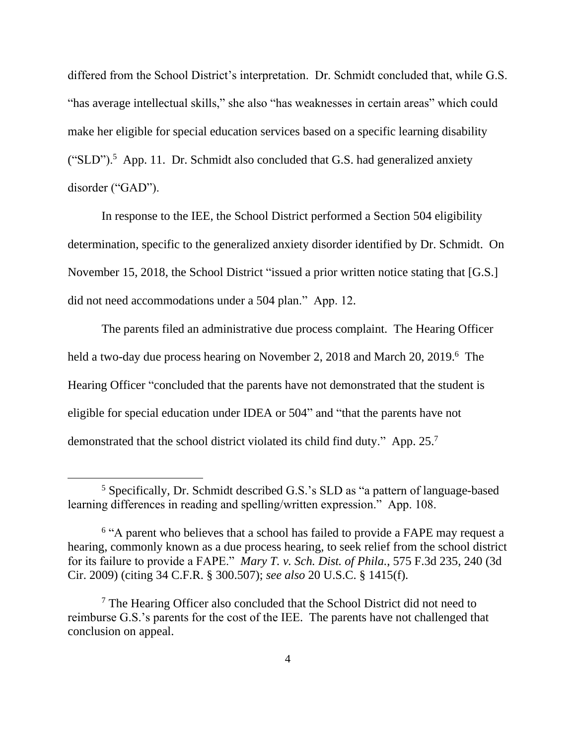differed from the School District's interpretation. Dr. Schmidt concluded that, while G.S. "has average intellectual skills," she also "has weaknesses in certain areas" which could make her eligible for special education services based on a specific learning disability ("SLD").[5] App. 11. Dr. Schmidt also concluded that G.S. had generalized anxiety disorder ("GAD").

In response to the IEE, the School District performed a Section 504 eligibility determination, specific to the generalized anxiety disorder identified by Dr. Schmidt. On November 15, 2018, the School District "issued a prior written notice stating that [G.S.] did not need accommodations under a 504 plan." App. 12.

The parents filed an administrative due process complaint. The Hearing Officer held a two-day due process hearing on November 2, 2018 and March 20, 2019.[6] The Hearing Officer "concluded that the parents have not demonstrated that the student is eligible for special education under IDEA or 504" and "that the parents have not demonstrated that the school district violated its child find duty." App. 25.[7]

---

[5] Specifically, Dr. Schmidt described G.S.'s SLD as "a pattern of language-based learning differences in reading and spelling/written expression." App. 108.

[6] "A parent who believes that a school has failed to provide a FAPE may request a hearing, commonly known as a due process hearing, to seek relief from the school district for its failure to provide a FAPE." *Mary T. v. Sch. Dist. of Phila.*, 575 F.3d 235, 240 (3d Cir. 2009) (citing 34 C.F.R. § 300.507); *see also* 20 U.S.C. § 1415(f).

[7] The Hearing Officer also concluded that the School District did not need to reimburse G.S.'s parents for the cost of the IEE. The parents have not challenged that conclusion on appeal.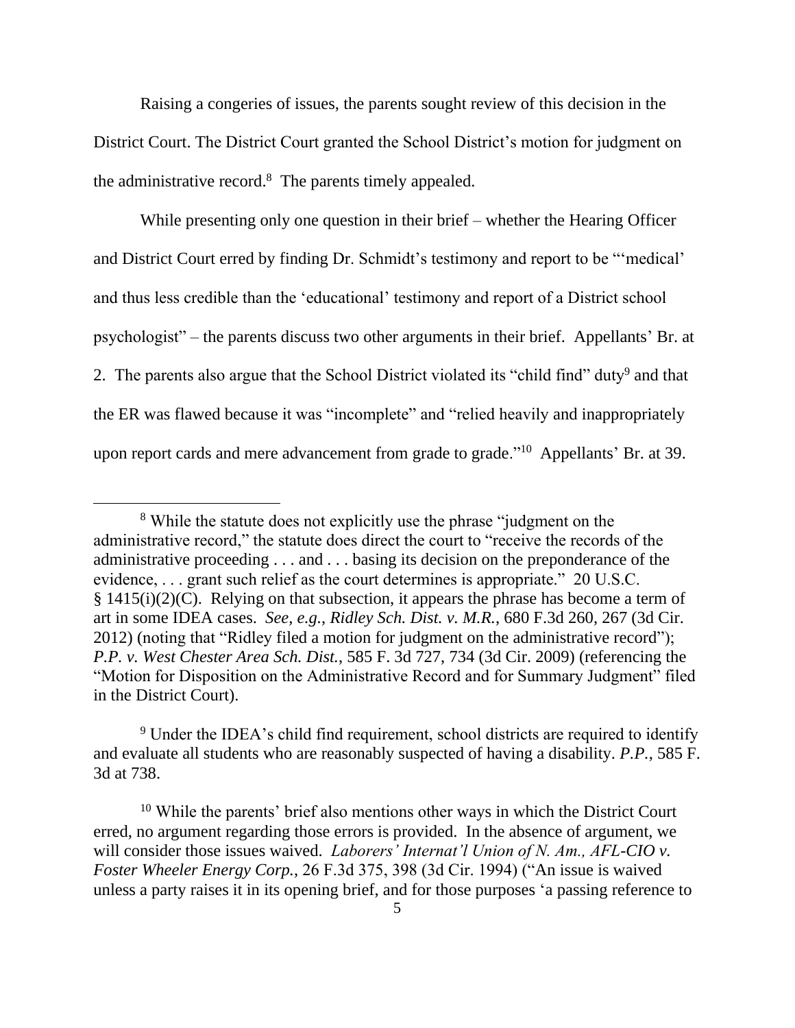Raising a congeries of issues, the parents sought review of this decision in the District Court. The District Court granted the School District's motion for judgment on the administrative record.[8] The parents timely appealed.

While presenting only one question in their brief – whether the Hearing Officer and District Court erred by finding Dr. Schmidt's testimony and report to be "'medical' and thus less credible than the 'educational' testimony and report of a District school psychologist" – the parents discuss two other arguments in their brief. Appellants' Br. at 2. The parents also argue that the School District violated its "child find" duty[9] and that the ER was flawed because it was "incomplete" and "relied heavily and inappropriately upon report cards and mere advancement from grade to grade."[10] Appellants' Br. at 39.

---

[8] While the statute does not explicitly use the phrase "judgment on the administrative record," the statute does direct the court to "receive the records of the administrative proceeding . . . and . . . basing its decision on the preponderance of the evidence, . . . grant such relief as the court determines is appropriate." 20 U.S.C. § 1415(i)(2)(C). Relying on that subsection, it appears the phrase has become a term of art in some IDEA cases. *See, e.g.*, *Ridley Sch. Dist. v. M.R.*, 680 F.3d 260, 267 (3d Cir. 2012) (noting that "Ridley filed a motion for judgment on the administrative record"); *P.P. v. West Chester Area Sch. Dist.*, 585 F. 3d 727, 734 (3d Cir. 2009) (referencing the "Motion for Disposition on the Administrative Record and for Summary Judgment" filed in the District Court).

[9] Under the IDEA's child find requirement, school districts are required to identify and evaluate all students who are reasonably suspected of having a disability. *P.P.*, 585 F. 3d at 738.

[10] While the parents' brief also mentions other ways in which the District Court erred, no argument regarding those errors is provided. In the absence of argument, we will consider those issues waived. *Laborers' Internat'l Union of N. Am., AFL-CIO v. Foster Wheeler Energy Corp.*, 26 F.3d 375, 398 (3d Cir. 1994) ("An issue is waived unless a party raises it in its opening brief, and for those purposes 'a passing reference to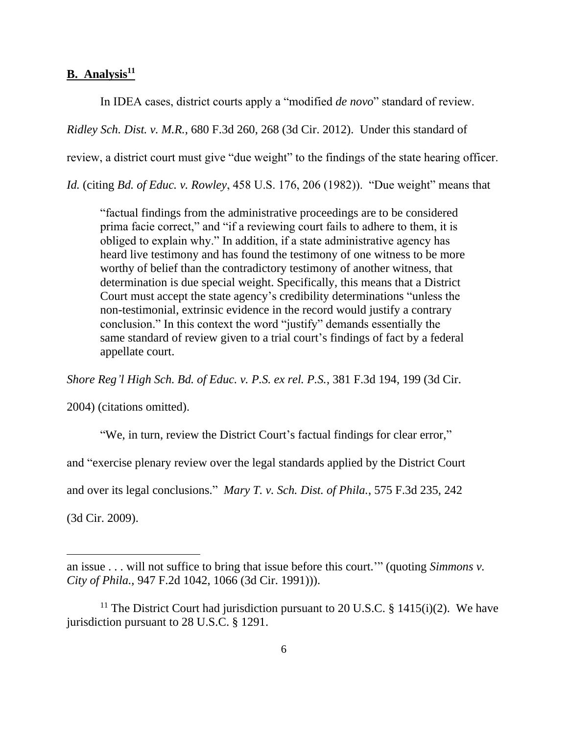## **B. Analysis**[11]

In IDEA cases, district courts apply a "modified *de novo*" standard of review. *Ridley Sch. Dist. v. M.R.*, 680 F.3d 260, 268 (3d Cir. 2012). Under this standard of review, a district court must give "due weight" to the findings of the state hearing officer. *Id.* (citing *Bd. of Educ. v. Rowley*, 458 U.S. 176, 206 (1982)). "Due weight" means that

> "factual findings from the administrative proceedings are to be considered prima facie correct," and "if a reviewing court fails to adhere to them, it is obliged to explain why." In addition, if a state administrative agency has heard live testimony and has found the testimony of one witness to be more worthy of belief than the contradictory testimony of another witness, that determination is due special weight. Specifically, this means that a District Court must accept the state agency's credibility determinations "unless the non-testimonial, extrinsic evidence in the record would justify a contrary conclusion." In this context the word "justify" demands essentially the same standard of review given to a trial court's findings of fact by a federal appellate court.

*Shore Reg'l High Sch. Bd. of Educ. v. P.S. ex rel. P.S.*, 381 F.3d 194, 199 (3d Cir. 2004) (citations omitted).

"We, in turn, review the District Court's factual findings for clear error," and "exercise plenary review over the legal standards applied by the District Court and over its legal conclusions." *Mary T. v. Sch. Dist. of Phila.*, 575 F.3d 235, 242 (3d Cir. 2009).

---

an issue . . . will not suffice to bring that issue before this court.'" (quoting *Simmons v. City of Phila.*, 947 F.2d 1042, 1066 (3d Cir. 1991))).

[11] The District Court had jurisdiction pursuant to 20 U.S.C. § 1415(i)(2). We have jurisdiction pursuant to 28 U.S.C. § 1291.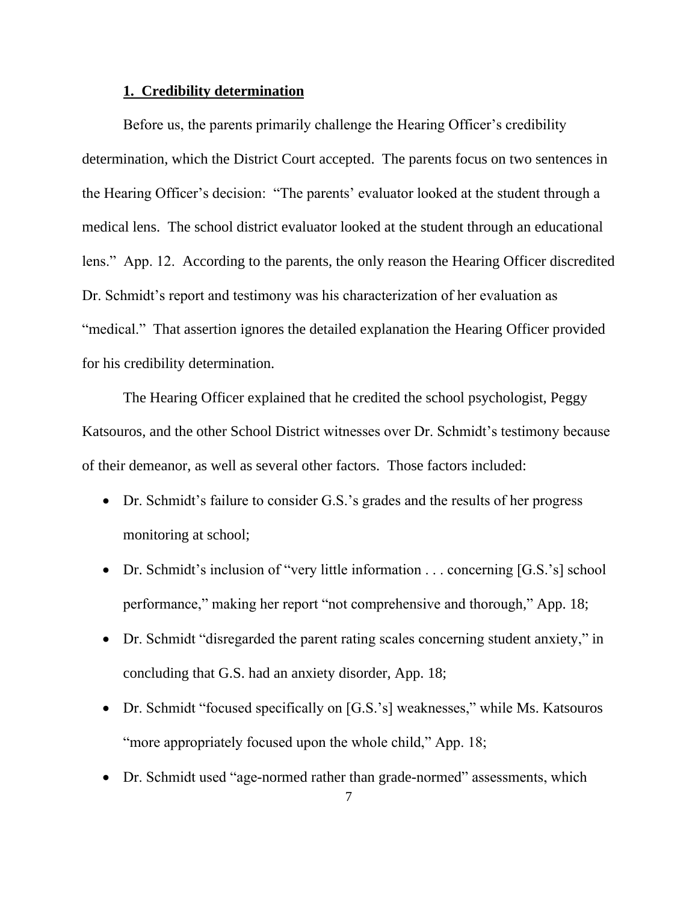### 1. Credibility determination

Before us, the parents primarily challenge the Hearing Officer's credibility determination, which the District Court accepted. The parents focus on two sentences in the Hearing Officer's decision: "The parents' evaluator looked at the student through a medical lens. The school district evaluator looked at the student through an educational lens." App. 12. According to the parents, the only reason the Hearing Officer discredited Dr. Schmidt's report and testimony was his characterization of her evaluation as "medical." That assertion ignores the detailed explanation the Hearing Officer provided for his credibility determination.

The Hearing Officer explained that he credited the school psychologist, Peggy Katsouros, and the other School District witnesses over Dr. Schmidt's testimony because of their demeanor, as well as several other factors. Those factors included:

- Dr. Schmidt's failure to consider G.S.'s grades and the results of her progress monitoring at school;
- Dr. Schmidt's inclusion of "very little information . . . concerning [G.S.'s] school performance," making her report "not comprehensive and thorough," App. 18;
- Dr. Schmidt "disregarded the parent rating scales concerning student anxiety," in concluding that G.S. had an anxiety disorder, App. 18;
- Dr. Schmidt "focused specifically on [G.S.'s] weaknesses," while Ms. Katsouros "more appropriately focused upon the whole child," App. 18;
- Dr. Schmidt used "age-normed rather than grade-normed" assessments, which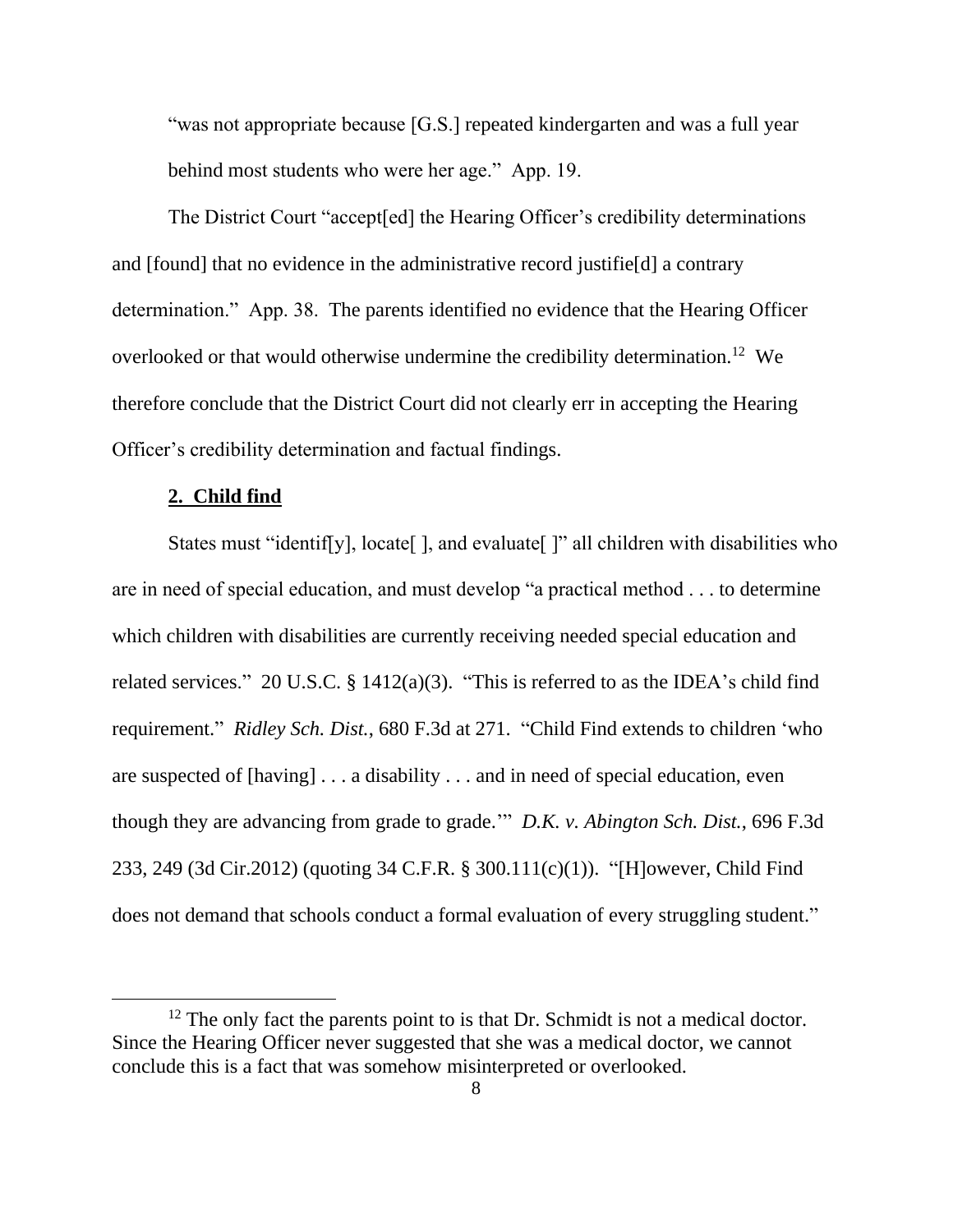"was not appropriate because [G.S.] repeated kindergarten and was a full year behind most students who were her age." App. 19.

The District Court "accept[ed] the Hearing Officer's credibility determinations and [found] that no evidence in the administrative record justifie[d] a contrary determination." App. 38. The parents identified no evidence that the Hearing Officer overlooked or that would otherwise undermine the credibility determination.[12] We therefore conclude that the District Court did not clearly err in accepting the Hearing Officer's credibility determination and factual findings.

**2. Child find**

States must "identif[y], locate[ ], and evaluate[ ]" all children with disabilities who are in need of special education, and must develop "a practical method . . . to determine which children with disabilities are currently receiving needed special education and related services." 20 U.S.C. § 1412(a)(3). "This is referred to as the IDEA's child find requirement." *Ridley Sch. Dist.*, 680 F.3d at 271. "Child Find extends to children 'who are suspected of [having] . . . a disability . . . and in need of special education, even though they are advancing from grade to grade.'" *D.K. v. Abington Sch. Dist.*, 696 F.3d 233, 249 (3d Cir.2012) (quoting 34 C.F.R. § 300.111(c)(1)). "[H]owever, Child Find does not demand that schools conduct a formal evaluation of every struggling student."

[12] The only fact the parents point to is that Dr. Schmidt is not a medical doctor. Since the Hearing Officer never suggested that she was a medical doctor, we cannot conclude this is a fact that was somehow misinterpreted or overlooked.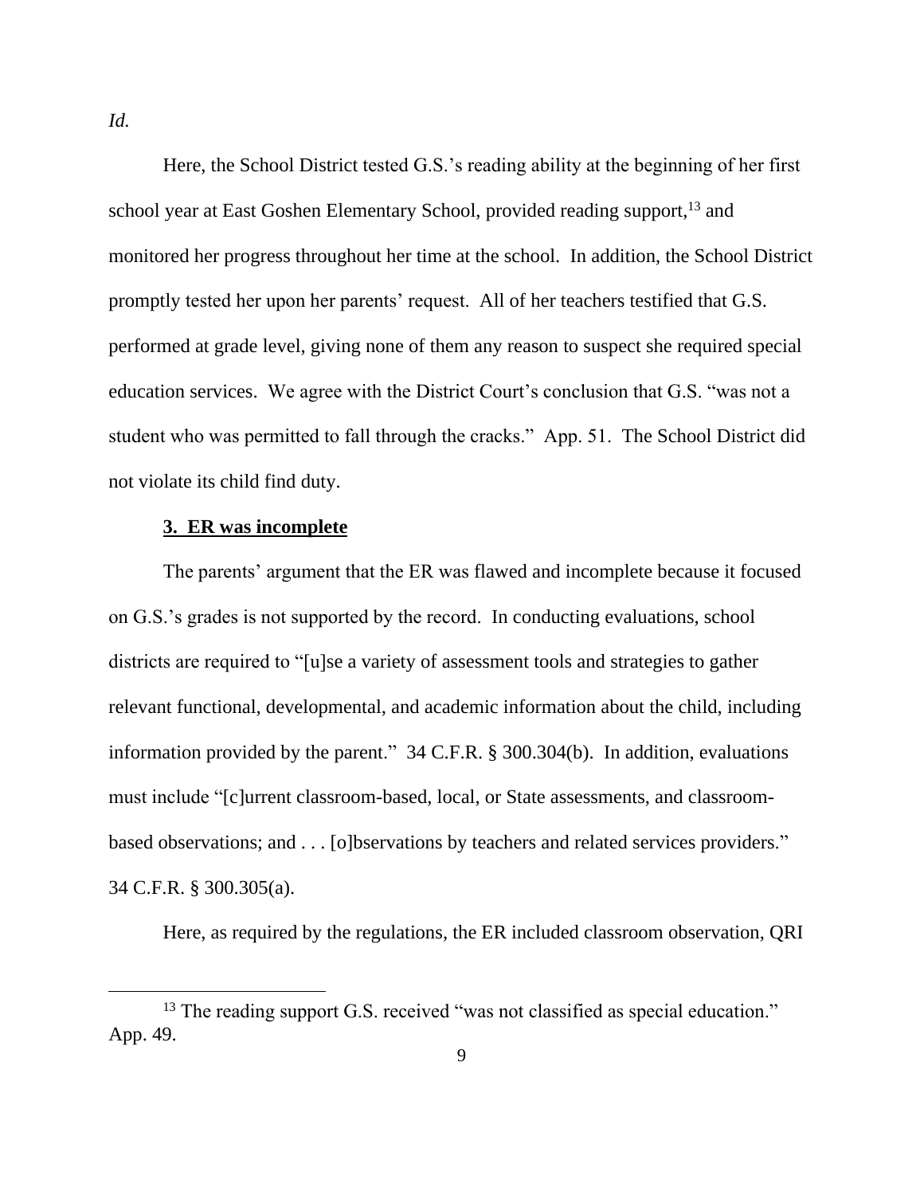*Id.*

Here, the School District tested G.S.'s reading ability at the beginning of her first school year at East Goshen Elementary School, provided reading support,[13] and monitored her progress throughout her time at the school. In addition, the School District promptly tested her upon her parents' request. All of her teachers testified that G.S. performed at grade level, giving none of them any reason to suspect she required special education services. We agree with the District Court's conclusion that G.S. "was not a student who was permitted to fall through the cracks." App. 51. The School District did not violate its child find duty.

**3. ER was incomplete**

The parents' argument that the ER was flawed and incomplete because it focused on G.S.'s grades is not supported by the record. In conducting evaluations, school districts are required to "[u]se a variety of assessment tools and strategies to gather relevant functional, developmental, and academic information about the child, including information provided by the parent." 34 C.F.R. § 300.304(b). In addition, evaluations must include "[c]urrent classroom-based, local, or State assessments, and classroom-based observations; and . . . [o]bservations by teachers and related services providers." 34 C.F.R. § 300.305(a).

Here, as required by the regulations, the ER included classroom observation, QRI

[13] The reading support G.S. received "was not classified as special education." App. 49.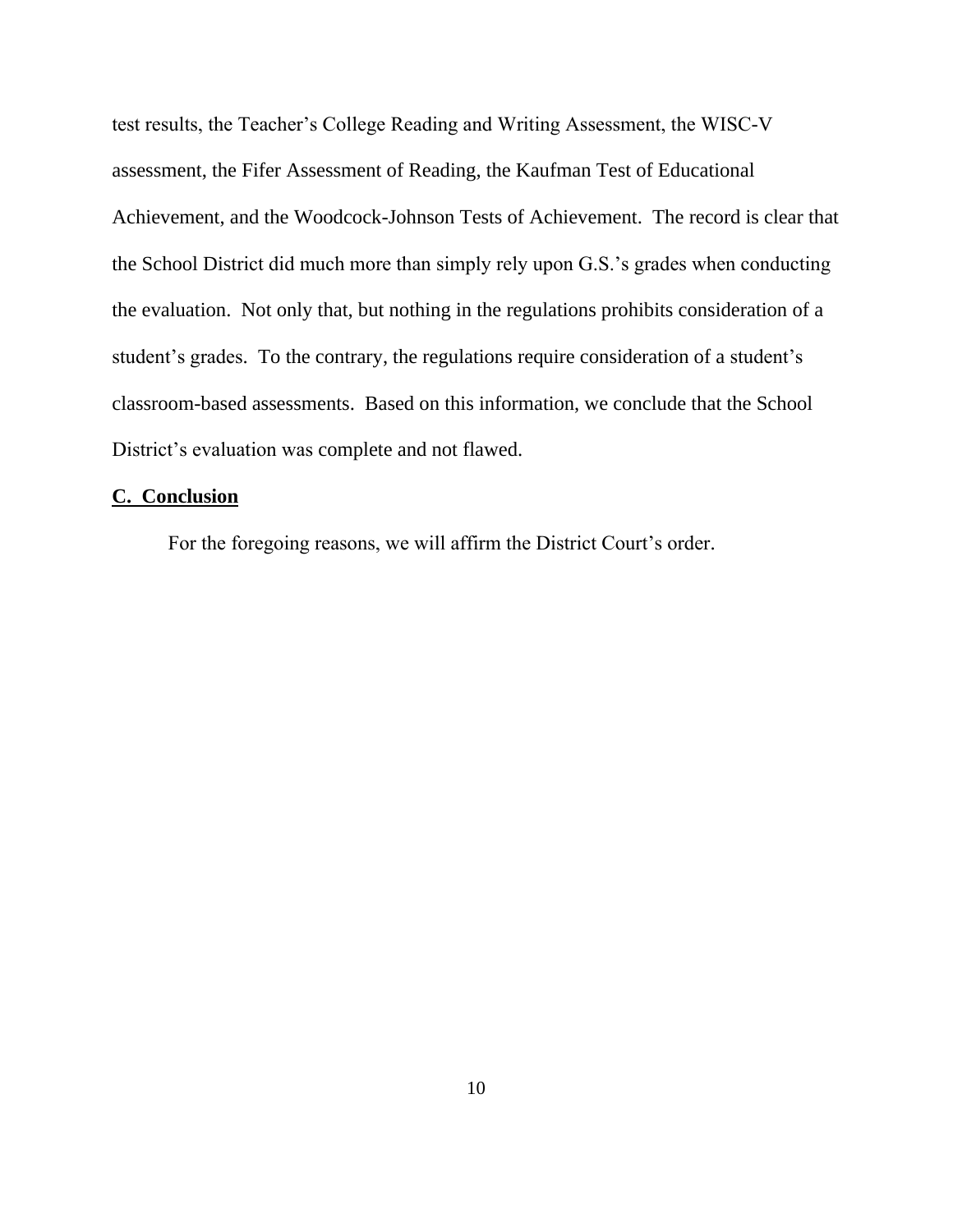test results, the Teacher's College Reading and Writing Assessment, the WISC-V assessment, the Fifer Assessment of Reading, the Kaufman Test of Educational Achievement, and the Woodcock-Johnson Tests of Achievement. The record is clear that the School District did much more than simply rely upon G.S.'s grades when conducting the evaluation. Not only that, but nothing in the regulations prohibits consideration of a student's grades. To the contrary, the regulations require consideration of a student's classroom-based assessments. Based on this information, we conclude that the School District's evaluation was complete and not flawed.

## C. Conclusion

For the foregoing reasons, we will affirm the District Court's order.